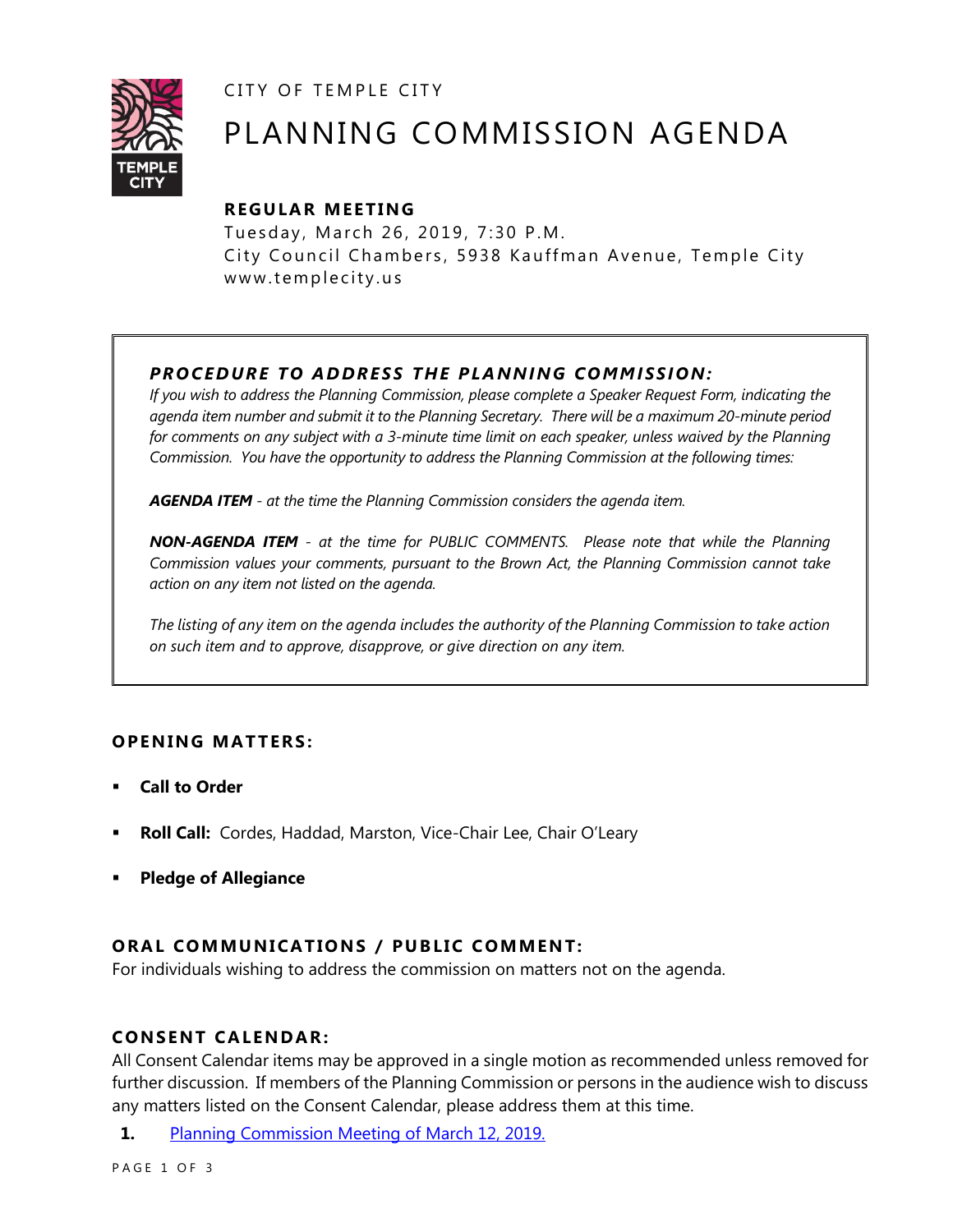CITY OF TEMPLE CITY

# PLANNING COMMISSION AGENDA

### REGULAR MEETING

Tuesday, March 26, 2019, 7:30 P.M.
City Council Chambers, 5938 Kauffman Avenue, Temple City
www.templecity.us

---

***PROCEDURE TO ADDRESS THE PLANNING COMMISSION:***

*If you wish to address the Planning Commission, please complete a Speaker Request Form, indicating the agenda item number and submit it to the Planning Secretary. There will be a maximum 20-minute period for comments on any subject with a 3-minute time limit on each speaker, unless waived by the Planning Commission. You have the opportunity to address the Planning Commission at the following times:*

***AGENDA ITEM*** *- at the time the Planning Commission considers the agenda item.*

***NON-AGENDA ITEM*** *- at the time for PUBLIC COMMENTS. Please note that while the Planning Commission values your comments, pursuant to the Brown Act, the Planning Commission cannot take action on any item not listed on the agenda.*

*The listing of any item on the agenda includes the authority of the Planning Commission to take action on such item and to approve, disapprove, or give direction on any item.*

---

### OPENING MATTERS:

- **Call to Order**
- **Roll Call:** Cordes, Haddad, Marston, Vice-Chair Lee, Chair O'Leary
- **Pledge of Allegiance**

### ORAL COMMUNICATIONS / PUBLIC COMMENT:

For individuals wishing to address the commission on matters not on the agenda.

### CONSENT CALENDAR:

All Consent Calendar items may be approved in a single motion as recommended unless removed for further discussion. If members of the Planning Commission or persons in the audience wish to discuss any matters listed on the Consent Calendar, please address them at this time.

**1.** Planning Commission Meeting of March 12, 2019.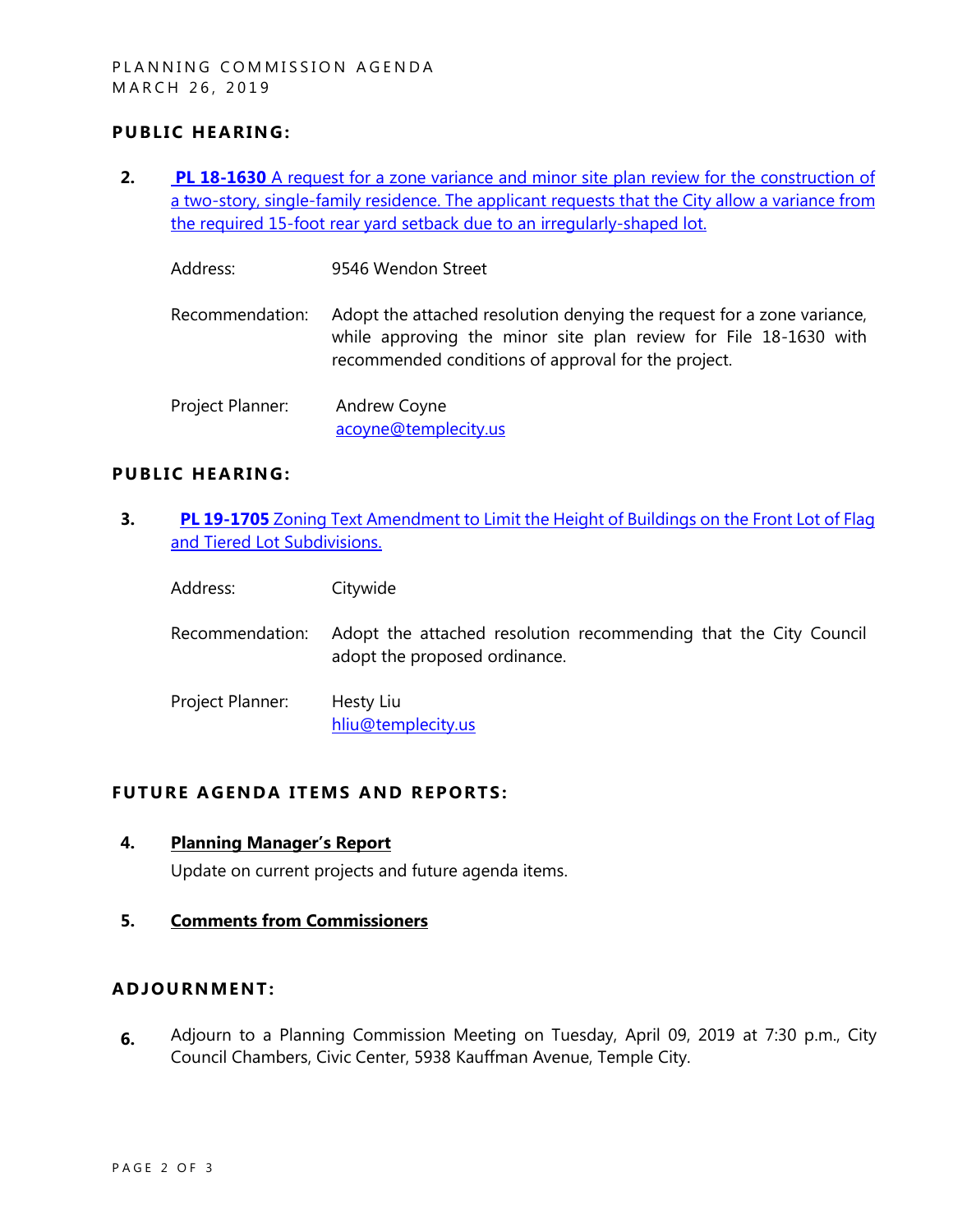## PUBLIC HEARING:

2. **PL 18-1630** A request for a zone variance and minor site plan review for the construction of a two-story, single-family residence. The applicant requests that the City allow a variance from the required 15-foot rear yard setback due to an irregularly-shaped lot.

   Address: 9546 Wendon Street

   Recommendation: Adopt the attached resolution denying the request for a zone variance, while approving the minor site plan review for File 18-1630 with recommended conditions of approval for the project.

   Project Planner: Andrew Coyne
   acoyne@templecity.us

## PUBLIC HEARING:

3. **PL 19-1705** Zoning Text Amendment to Limit the Height of Buildings on the Front Lot of Flag and Tiered Lot Subdivisions.

   Address: Citywide

   Recommendation: Adopt the attached resolution recommending that the City Council adopt the proposed ordinance.

   Project Planner: Hesty Liu
   hliu@templecity.us

## FUTURE AGENDA ITEMS AND REPORTS:

4. **Planning Manager's Report**

   Update on current projects and future agenda items.

5. **Comments from Commissioners**

## ADJOURNMENT:

6. Adjourn to a Planning Commission Meeting on Tuesday, April 09, 2019 at 7:30 p.m., City Council Chambers, Civic Center, 5938 Kauffman Avenue, Temple City.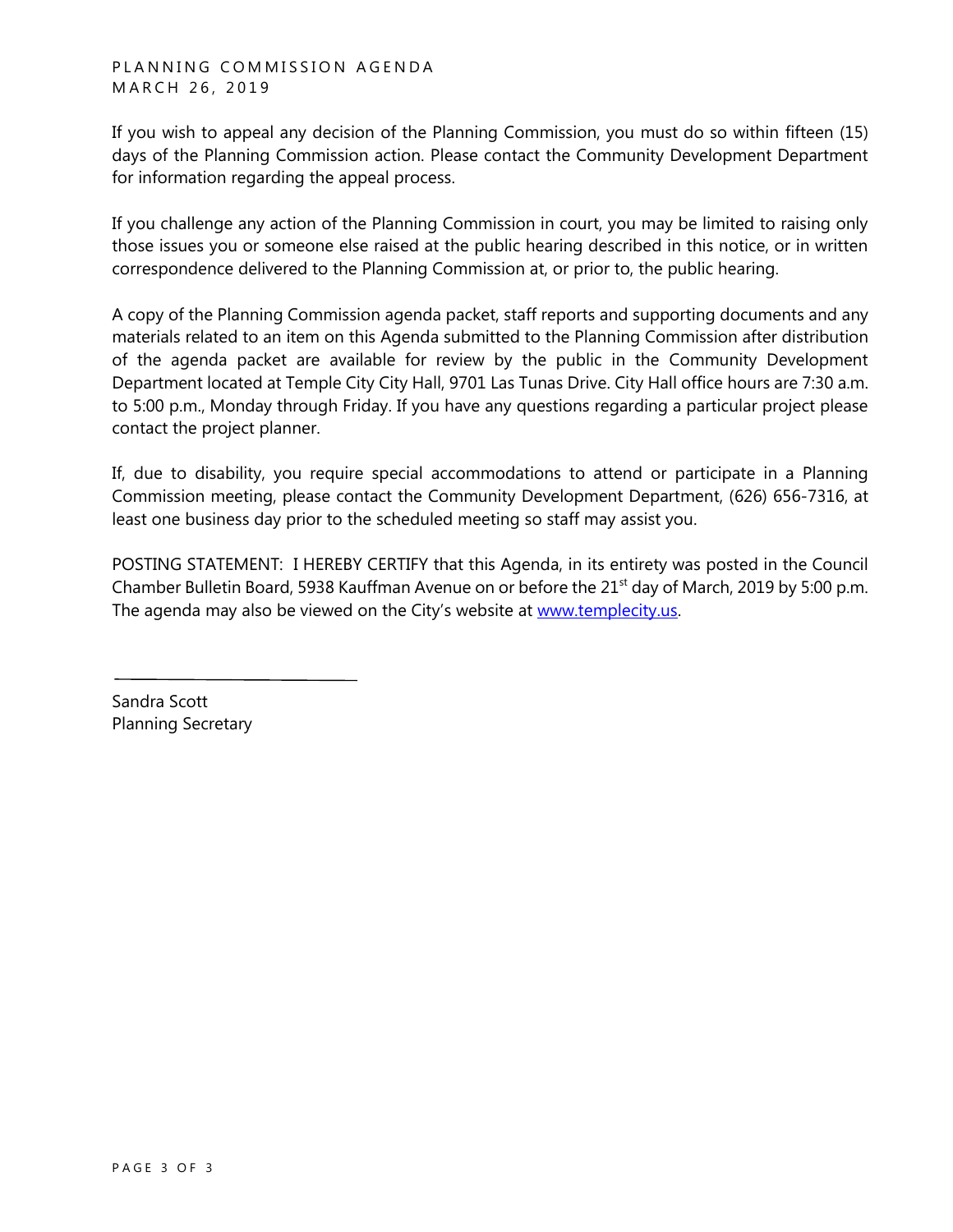If you wish to appeal any decision of the Planning Commission, you must do so within fifteen (15) days of the Planning Commission action. Please contact the Community Development Department for information regarding the appeal process.

If you challenge any action of the Planning Commission in court, you may be limited to raising only those issues you or someone else raised at the public hearing described in this notice, or in written correspondence delivered to the Planning Commission at, or prior to, the public hearing.

A copy of the Planning Commission agenda packet, staff reports and supporting documents and any materials related to an item on this Agenda submitted to the Planning Commission after distribution of the agenda packet are available for review by the public in the Community Development Department located at Temple City City Hall, 9701 Las Tunas Drive. City Hall office hours are 7:30 a.m. to 5:00 p.m., Monday through Friday. If you have any questions regarding a particular project please contact the project planner.

If, due to disability, you require special accommodations to attend or participate in a Planning Commission meeting, please contact the Community Development Department, (626) 656-7316, at least one business day prior to the scheduled meeting so staff may assist you.

POSTING STATEMENT: I HEREBY CERTIFY that this Agenda, in its entirety was posted in the Council Chamber Bulletin Board, 5938 Kauffman Avenue on or before the 21st day of March, 2019 by 5:00 p.m. The agenda may also be viewed on the City's website at www.templecity.us.

Sandra Scott
Planning Secretary